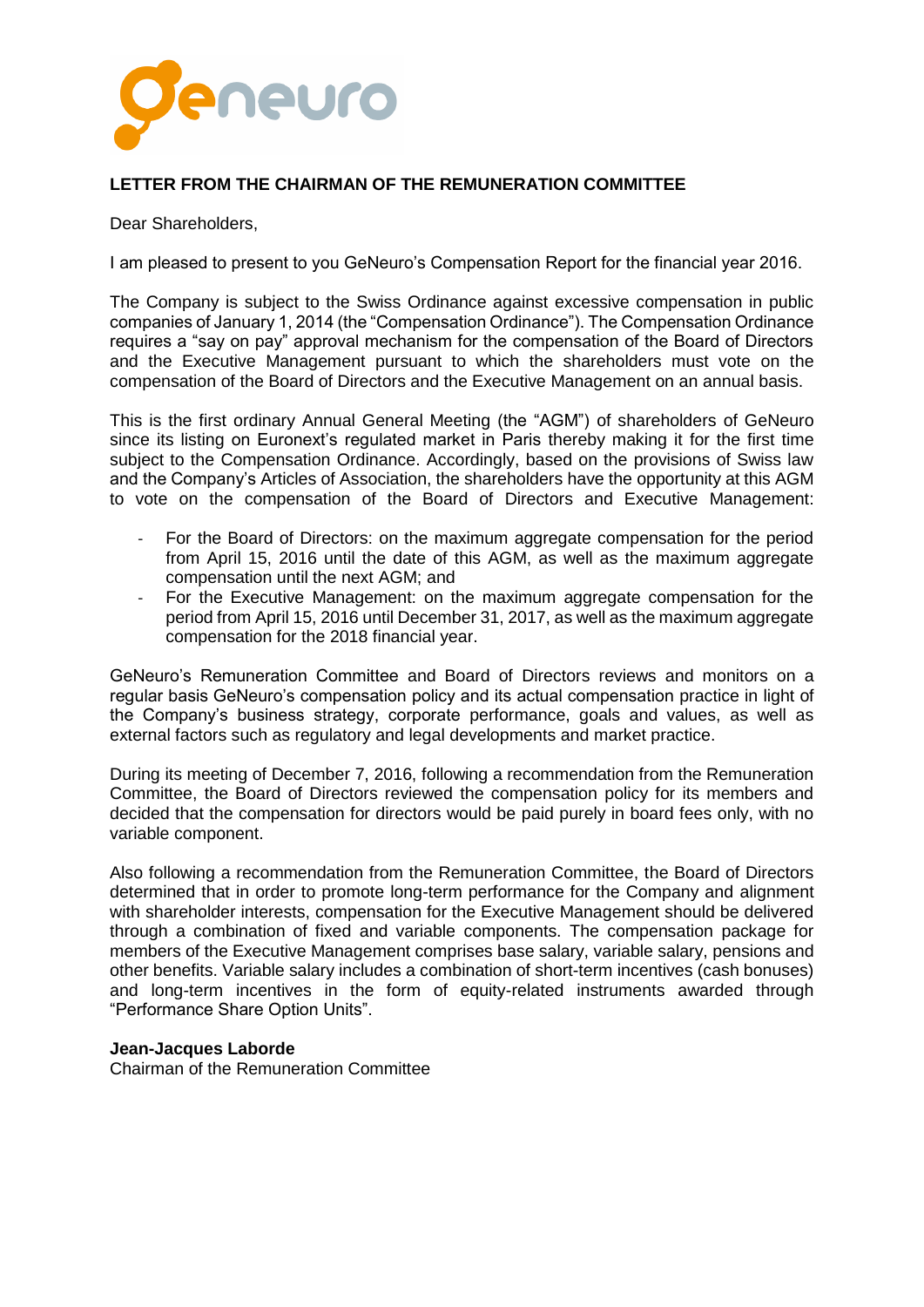## LETTER FROM THE CHAIRMAN OF THE REMUNERATION COMMITTEE

Dear Shareholders,

I am pleased to present to you GeNeuro's Compensation Report for the financial year 2016.

The Company is subject to the Swiss Ordinance against excessive compensation in public companies of January 1, 2014 (the "Compensation Ordinance"). The Compensation Ordinance requires a "say on pay" approval mechanism for the compensation of the Board of Directors and the Executive Management pursuant to which the shareholders must vote on the compensation of the Board of Directors and the Executive Management on an annual basis.

This is the first ordinary Annual General Meeting (the "AGM") of shareholders of GeNeuro since its listing on Euronext's regulated market in Paris thereby making it for the first time subject to the Compensation Ordinance. Accordingly, based on the provisions of Swiss law and the Company's Articles of Association, the shareholders have the opportunity at this AGM to vote on the compensation of the Board of Directors and Executive Management:

- For the Board of Directors: on the maximum aggregate compensation for the period from April 15, 2016 until the date of this AGM, as well as the maximum aggregate compensation until the next AGM; and
- For the Executive Management: on the maximum aggregate compensation for the period from April 15, 2016 until December 31, 2017, as well as the maximum aggregate compensation for the 2018 financial year.

GeNeuro's Remuneration Committee and Board of Directors reviews and monitors on a regular basis GeNeuro's compensation policy and its actual compensation practice in light of the Company's business strategy, corporate performance, goals and values, as well as external factors such as regulatory and legal developments and market practice.

During its meeting of December 7, 2016, following a recommendation from the Remuneration Committee, the Board of Directors reviewed the compensation policy for its members and decided that the compensation for directors would be paid purely in board fees only, with no variable component.

Also following a recommendation from the Remuneration Committee, the Board of Directors determined that in order to promote long-term performance for the Company and alignment with shareholder interests, compensation for the Executive Management should be delivered through a combination of fixed and variable components. The compensation package for members of the Executive Management comprises base salary, variable salary, pensions and other benefits. Variable salary includes a combination of short-term incentives (cash bonuses) and long-term incentives in the form of equity-related instruments awarded through "Performance Share Option Units".

**Jean-Jacques Laborde**
Chairman of the Remuneration Committee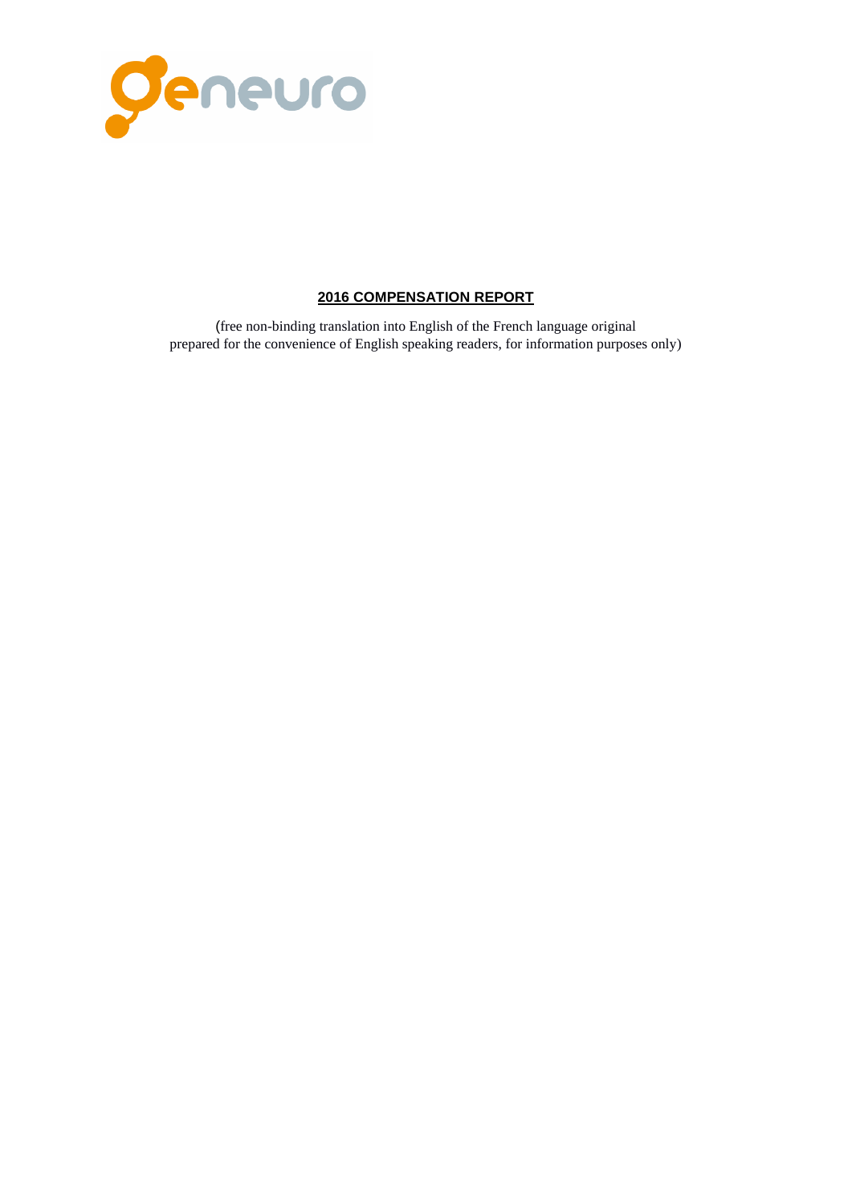# 2016 COMPENSATION REPORT

(free non-binding translation into English of the French language original prepared for the convenience of English speaking readers, for information purposes only)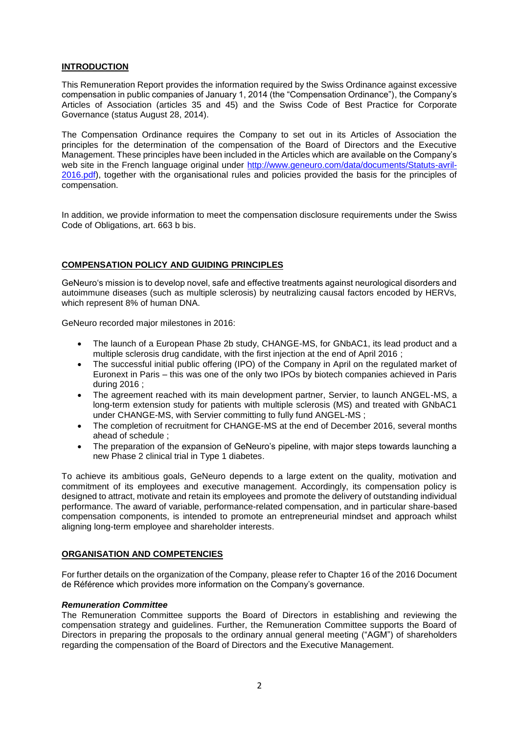## INTRODUCTION

This Remuneration Report provides the information required by the Swiss Ordinance against excessive compensation in public companies of January 1, 2014 (the "Compensation Ordinance"), the Company's Articles of Association (articles 35 and 45) and the Swiss Code of Best Practice for Corporate Governance (status August 28, 2014).

The Compensation Ordinance requires the Company to set out in its Articles of Association the principles for the determination of the compensation of the Board of Directors and the Executive Management. These principles have been included in the Articles which are available on the Company's web site in the French language original under http://www.geneuro.com/data/documents/Statuts-avril-2016.pdf), together with the organisational rules and policies provided the basis for the principles of compensation.

In addition, we provide information to meet the compensation disclosure requirements under the Swiss Code of Obligations, art. 663 b bis.

## COMPENSATION POLICY AND GUIDING PRINCIPLES

GeNeuro's mission is to develop novel, safe and effective treatments against neurological disorders and autoimmune diseases (such as multiple sclerosis) by neutralizing causal factors encoded by HERVs, which represent 8% of human DNA.

GeNeuro recorded major milestones in 2016:

- The launch of a European Phase 2b study, CHANGE-MS, for GNbAC1, its lead product and a multiple sclerosis drug candidate, with the first injection at the end of April 2016 ;
- The successful initial public offering (IPO) of the Company in April on the regulated market of Euronext in Paris – this was one of the only two IPOs by biotech companies achieved in Paris during 2016 ;
- The agreement reached with its main development partner, Servier, to launch ANGEL-MS, a long-term extension study for patients with multiple sclerosis (MS) and treated with GNbAC1 under CHANGE-MS, with Servier committing to fully fund ANGEL-MS ;
- The completion of recruitment for CHANGE-MS at the end of December 2016, several months ahead of schedule ;
- The preparation of the expansion of GeNeuro's pipeline, with major steps towards launching a new Phase 2 clinical trial in Type 1 diabetes.

To achieve its ambitious goals, GeNeuro depends to a large extent on the quality, motivation and commitment of its employees and executive management. Accordingly, its compensation policy is designed to attract, motivate and retain its employees and promote the delivery of outstanding individual performance. The award of variable, performance-related compensation, and in particular share-based compensation components, is intended to promote an entrepreneurial mindset and approach whilst aligning long-term employee and shareholder interests.

## ORGANISATION AND COMPETENCIES

For further details on the organization of the Company, please refer to Chapter 16 of the 2016 Document de Référence which provides more information on the Company's governance.

### *Remuneration Committee*

The Remuneration Committee supports the Board of Directors in establishing and reviewing the compensation strategy and guidelines. Further, the Remuneration Committee supports the Board of Directors in preparing the proposals to the ordinary annual general meeting ("AGM") of shareholders regarding the compensation of the Board of Directors and the Executive Management.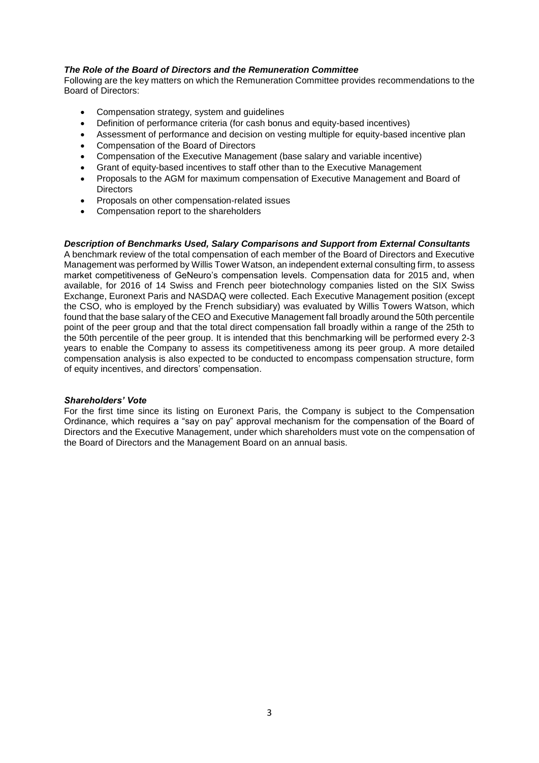***The Role of the Board of Directors and the Remuneration Committee***

Following are the key matters on which the Remuneration Committee provides recommendations to the Board of Directors:

- Compensation strategy, system and guidelines
- Definition of performance criteria (for cash bonus and equity-based incentives)
- Assessment of performance and decision on vesting multiple for equity-based incentive plan
- Compensation of the Board of Directors
- Compensation of the Executive Management (base salary and variable incentive)
- Grant of equity-based incentives to staff other than to the Executive Management
- Proposals to the AGM for maximum compensation of Executive Management and Board of Directors
- Proposals on other compensation-related issues
- Compensation report to the shareholders

***Description of Benchmarks Used, Salary Comparisons and Support from External Consultants***

A benchmark review of the total compensation of each member of the Board of Directors and Executive Management was performed by Willis Tower Watson, an independent external consulting firm, to assess market competitiveness of GeNeuro's compensation levels. Compensation data for 2015 and, when available, for 2016 of 14 Swiss and French peer biotechnology companies listed on the SIX Swiss Exchange, Euronext Paris and NASDAQ were collected. Each Executive Management position (except the CSO, who is employed by the French subsidiary) was evaluated by Willis Towers Watson, which found that the base salary of the CEO and Executive Management fall broadly around the 50th percentile point of the peer group and that the total direct compensation fall broadly within a range of the 25th to the 50th percentile of the peer group. It is intended that this benchmarking will be performed every 2-3 years to enable the Company to assess its competitiveness among its peer group. A more detailed compensation analysis is also expected to be conducted to encompass compensation structure, form of equity incentives, and directors' compensation.

***Shareholders' Vote***

For the first time since its listing on Euronext Paris, the Company is subject to the Compensation Ordinance, which requires a "say on pay" approval mechanism for the compensation of the Board of Directors and the Executive Management, under which shareholders must vote on the compensation of the Board of Directors and the Management Board on an annual basis.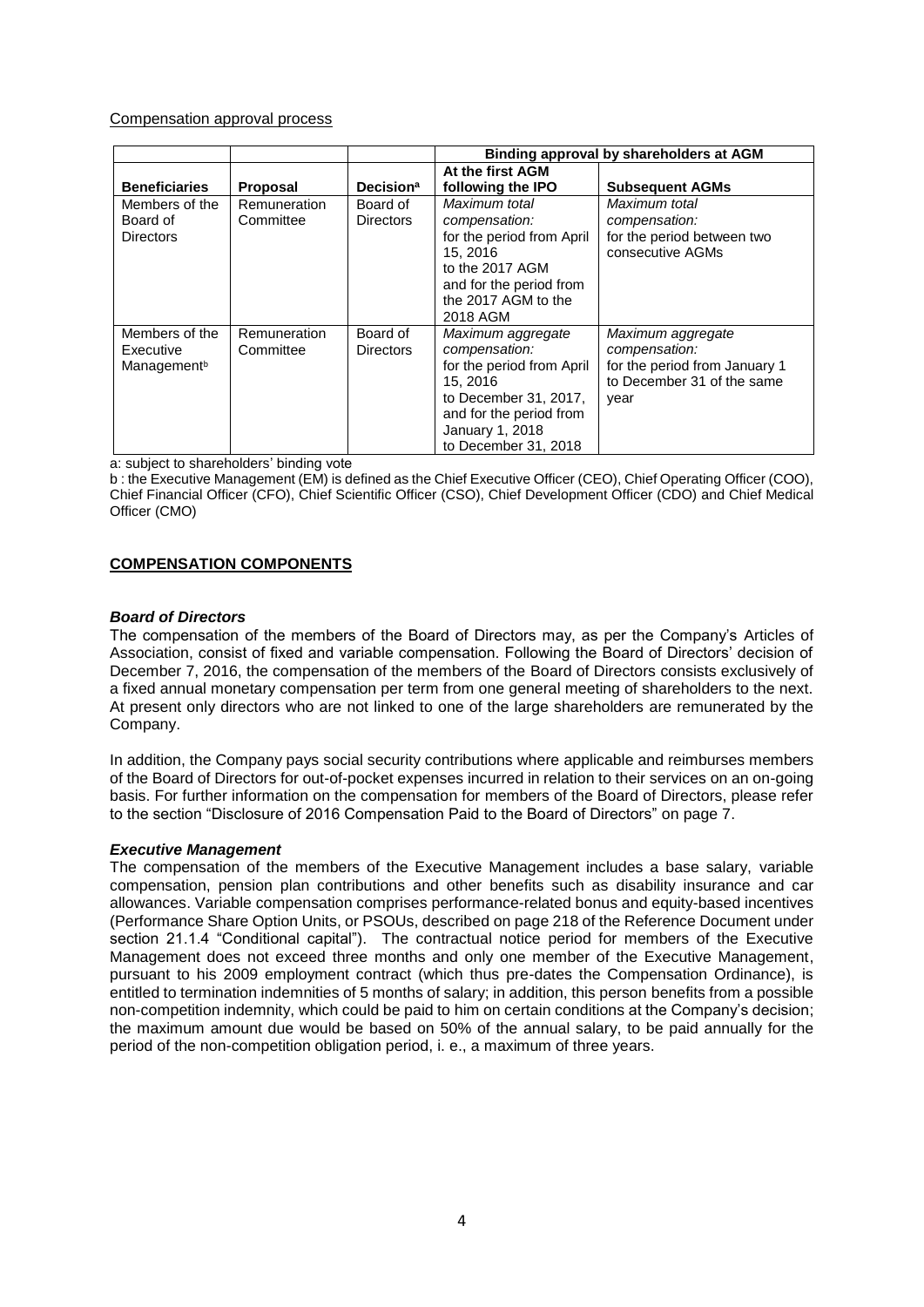Compensation approval process

| | | | Binding approval by shareholders at AGM | |
|---|---|---|---|---|
| **Beneficiaries** | **Proposal** | **Decision**[a] | **At the first AGM following the IPO** | **Subsequent AGMs** |
| Members of the Board of Directors | Remuneration Committee | Board of Directors | *Maximum total compensation:* for the period from April 15, 2016 to the 2017 AGM and for the period from the 2017 AGM to the 2018 AGM | *Maximum total compensation:* for the period between two consecutive AGMs |
| Members of the Executive Management[b] | Remuneration Committee | Board of Directors | *Maximum aggregate compensation:* for the period from April 15, 2016 to December 31, 2017, and for the period from January 1, 2018 to December 31, 2018 | *Maximum aggregate compensation:* for the period from January 1 to December 31 of the same year |

a: subject to shareholders' binding vote

b : the Executive Management (EM) is defined as the Chief Executive Officer (CEO), Chief Operating Officer (COO), Chief Financial Officer (CFO), Chief Scientific Officer (CSO), Chief Development Officer (CDO) and Chief Medical Officer (CMO)

## COMPENSATION COMPONENTS

### *Board of Directors*

The compensation of the members of the Board of Directors may, as per the Company's Articles of Association, consist of fixed and variable compensation. Following the Board of Directors' decision of December 7, 2016, the compensation of the members of the Board of Directors consists exclusively of a fixed annual monetary compensation per term from one general meeting of shareholders to the next. At present only directors who are not linked to one of the large shareholders are remunerated by the Company.

In addition, the Company pays social security contributions where applicable and reimburses members of the Board of Directors for out-of-pocket expenses incurred in relation to their services on an on-going basis. For further information on the compensation for members of the Board of Directors, please refer to the section "Disclosure of 2016 Compensation Paid to the Board of Directors" on page 7.

### *Executive Management*

The compensation of the members of the Executive Management includes a base salary, variable compensation, pension plan contributions and other benefits such as disability insurance and car allowances. Variable compensation comprises performance-related bonus and equity-based incentives (Performance Share Option Units, or PSOUs, described on page 218 of the Reference Document under section 21.1.4 "Conditional capital"). The contractual notice period for members of the Executive Management does not exceed three months and only one member of the Executive Management, pursuant to his 2009 employment contract (which thus pre-dates the Compensation Ordinance), is entitled to termination indemnities of 5 months of salary; in addition, this person benefits from a possible non-competition indemnity, which could be paid to him on certain conditions at the Company's decision; the maximum amount due would be based on 50% of the annual salary, to be paid annually for the period of the non-competition obligation period, i. e., a maximum of three years.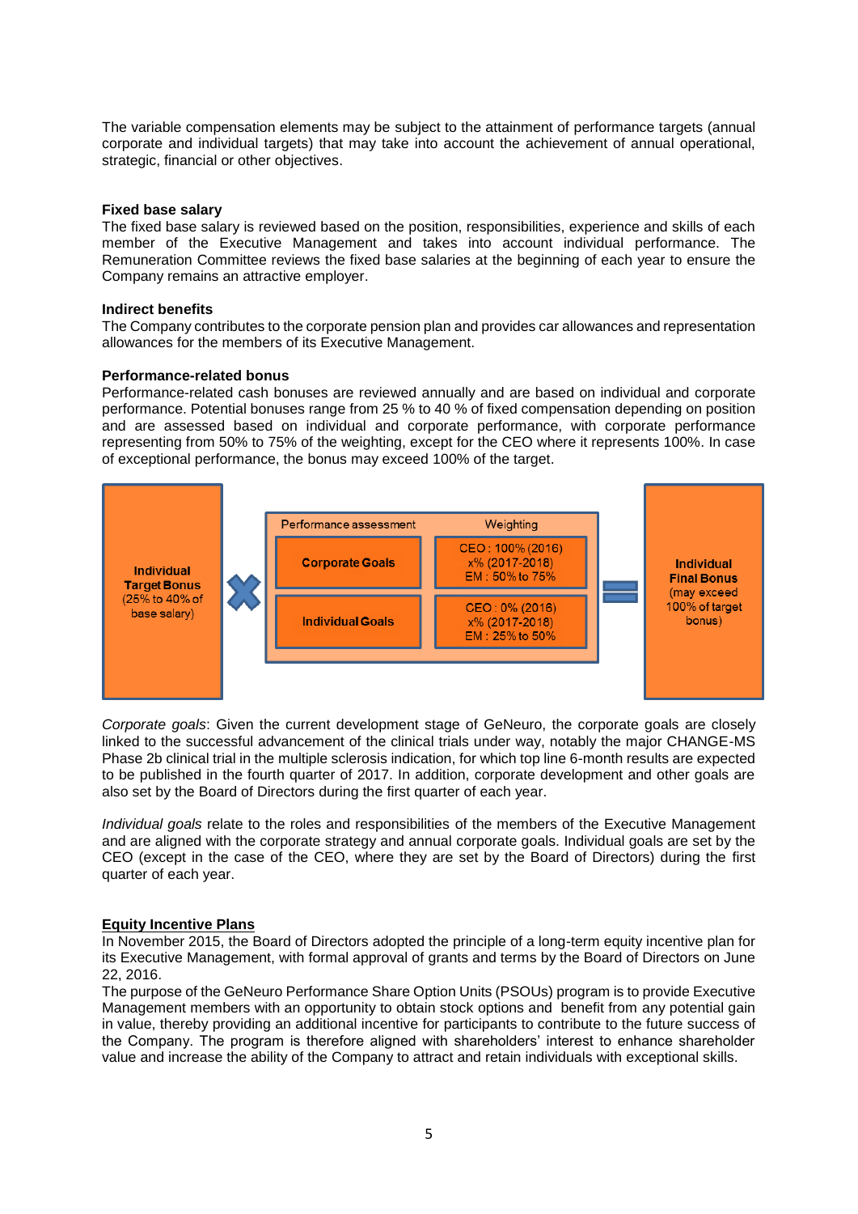The variable compensation elements may be subject to the attainment of performance targets (annual corporate and individual targets) that may take into account the achievement of annual operational, strategic, financial or other objectives.

**Fixed base salary**

The fixed base salary is reviewed based on the position, responsibilities, experience and skills of each member of the Executive Management and takes into account individual performance. The Remuneration Committee reviews the fixed base salaries at the beginning of each year to ensure the Company remains an attractive employer.

**Indirect benefits**

The Company contributes to the corporate pension plan and provides car allowances and representation allowances for the members of its Executive Management.

**Performance-related bonus**

Performance-related cash bonuses are reviewed annually and are based on individual and corporate performance. Potential bonuses range from 25 % to 40 % of fixed compensation depending on position and are assessed based on individual and corporate performance, with corporate performance representing from 50% to 75% of the weighting, except for the CEO where it represents 100%. In case of exceptional performance, the bonus may exceed 100% of the target.

| Individual Target Bonus (25% to 40% of base salary) | × | Performance assessment | Weighting | = | Individual Final Bonus (may exceed 100% of target bonus) |
|---|---|---|---|---|---|
| | | Corporate Goals | CEO : 100% (2016) x% (2017-2018) EM : 50% to 75% | | |
| | | Individual Goals | CEO : 0% (2016) x% (2017-2018) EM : 25% to 50% | | |

*Corporate goals*: Given the current development stage of GeNeuro, the corporate goals are closely linked to the successful advancement of the clinical trials under way, notably the major CHANGE-MS Phase 2b clinical trial in the multiple sclerosis indication, for which top line 6-month results are expected to be published in the fourth quarter of 2017. In addition, corporate development and other goals are also set by the Board of Directors during the first quarter of each year.

*Individual goals* relate to the roles and responsibilities of the members of the Executive Management and are aligned with the corporate strategy and annual corporate goals. Individual goals are set by the CEO (except in the case of the CEO, where they are set by the Board of Directors) during the first quarter of each year.

**Equity Incentive Plans**

In November 2015, the Board of Directors adopted the principle of a long-term equity incentive plan for its Executive Management, with formal approval of grants and terms by the Board of Directors on June 22, 2016.

The purpose of the GeNeuro Performance Share Option Units (PSOUs) program is to provide Executive Management members with an opportunity to obtain stock options and benefit from any potential gain in value, thereby providing an additional incentive for participants to contribute to the future success of the Company. The program is therefore aligned with shareholders' interest to enhance shareholder value and increase the ability of the Company to attract and retain individuals with exceptional skills.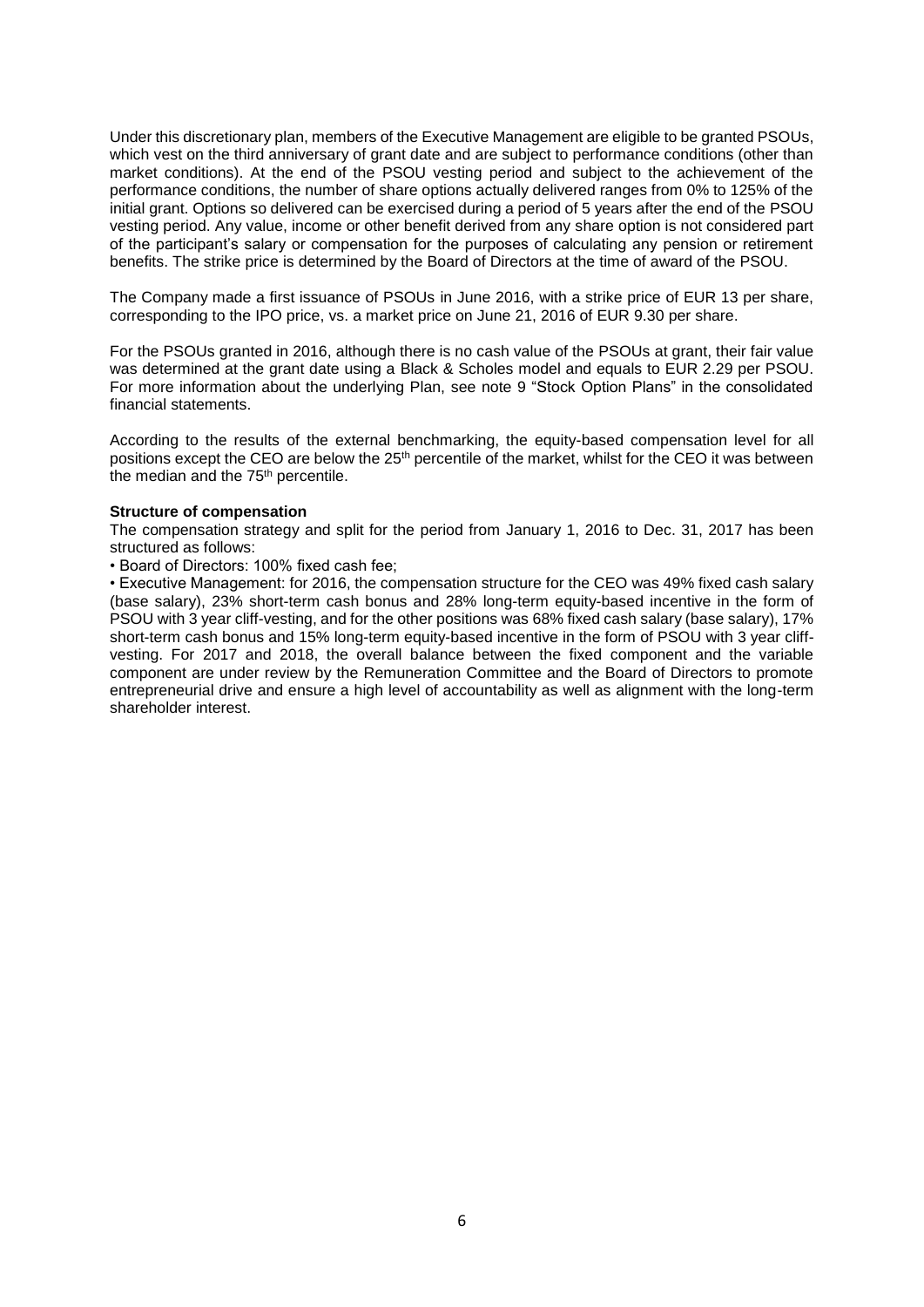Under this discretionary plan, members of the Executive Management are eligible to be granted PSOUs, which vest on the third anniversary of grant date and are subject to performance conditions (other than market conditions). At the end of the PSOU vesting period and subject to the achievement of the performance conditions, the number of share options actually delivered ranges from 0% to 125% of the initial grant. Options so delivered can be exercised during a period of 5 years after the end of the PSOU vesting period. Any value, income or other benefit derived from any share option is not considered part of the participant's salary or compensation for the purposes of calculating any pension or retirement benefits. The strike price is determined by the Board of Directors at the time of award of the PSOU.

The Company made a first issuance of PSOUs in June 2016, with a strike price of EUR 13 per share, corresponding to the IPO price, vs. a market price on June 21, 2016 of EUR 9.30 per share.

For the PSOUs granted in 2016, although there is no cash value of the PSOUs at grant, their fair value was determined at the grant date using a Black & Scholes model and equals to EUR 2.29 per PSOU. For more information about the underlying Plan, see note 9 "Stock Option Plans" in the consolidated financial statements.

According to the results of the external benchmarking, the equity-based compensation level for all positions except the CEO are below the 25th percentile of the market, whilst for the CEO it was between the median and the 75th percentile.

**Structure of compensation**

The compensation strategy and split for the period from January 1, 2016 to Dec. 31, 2017 has been structured as follows:

- Board of Directors: 100% fixed cash fee;
- Executive Management: for 2016, the compensation structure for the CEO was 49% fixed cash salary (base salary), 23% short-term cash bonus and 28% long-term equity-based incentive in the form of PSOU with 3 year cliff-vesting, and for the other positions was 68% fixed cash salary (base salary), 17% short-term cash bonus and 15% long-term equity-based incentive in the form of PSOU with 3 year cliff-vesting. For 2017 and 2018, the overall balance between the fixed component and the variable component are under review by the Remuneration Committee and the Board of Directors to promote entrepreneurial drive and ensure a high level of accountability as well as alignment with the long-term shareholder interest.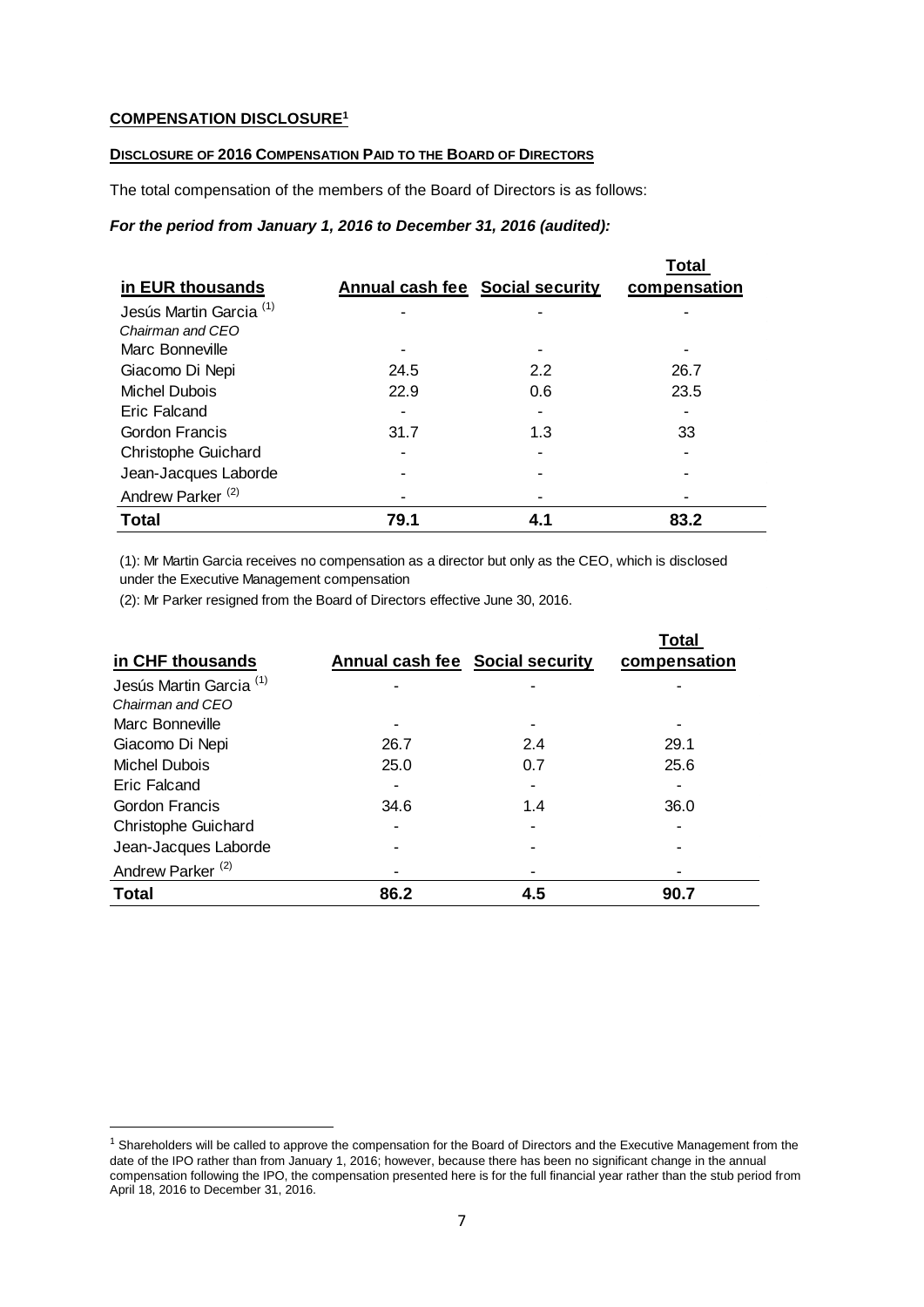**COMPENSATION DISCLOSURE[1]**

**DISCLOSURE OF 2016 COMPENSATION PAID TO THE BOARD OF DIRECTORS**

The total compensation of the members of the Board of Directors is as follows:

***For the period from January 1, 2016 to December 31, 2016 (audited):***

| in EUR thousands | Annual cash fee | Social security | Total compensation |
|---|---|---|---|
| Jesús Martin Garcia [(1)] *Chairman and CEO* | - | - | - |
| Marc Bonneville | - | - | - |
| Giacomo Di Nepi | 24.5 | 2.2 | 26.7 |
| Michel Dubois | 22.9 | 0.6 | 23.5 |
| Eric Falcand | - | - | - |
| Gordon Francis | 31.7 | 1.3 | 33 |
| Christophe Guichard | - | - | - |
| Jean-Jacques Laborde | - | - | - |
| Andrew Parker [(2)] | - | - | - |
| **Total** | **79.1** | **4.1** | **83.2** |

(1): Mr Martin Garcia receives no compensation as a director but only as the CEO, which is disclosed under the Executive Management compensation

(2): Mr Parker resigned from the Board of Directors effective June 30, 2016.

| in CHF thousands | Annual cash fee | Social security | Total compensation |
|---|---|---|---|
| Jesús Martin Garcia [(1)] *Chairman and CEO* | - | - | - |
| Marc Bonneville | - | - | - |
| Giacomo Di Nepi | 26.7 | 2.4 | 29.1 |
| Michel Dubois | 25.0 | 0.7 | 25.6 |
| Eric Falcand | - | - | - |
| Gordon Francis | 34.6 | 1.4 | 36.0 |
| Christophe Guichard | - | - | - |
| Jean-Jacques Laborde | - | - | - |
| Andrew Parker [(2)] | - | - | - |
| **Total** | **86.2** | **4.5** | **90.7** |

[1] Shareholders will be called to approve the compensation for the Board of Directors and the Executive Management from the date of the IPO rather than from January 1, 2016; however, because there has been no significant change in the annual compensation following the IPO, the compensation presented here is for the full financial year rather than the stub period from April 18, 2016 to December 31, 2016.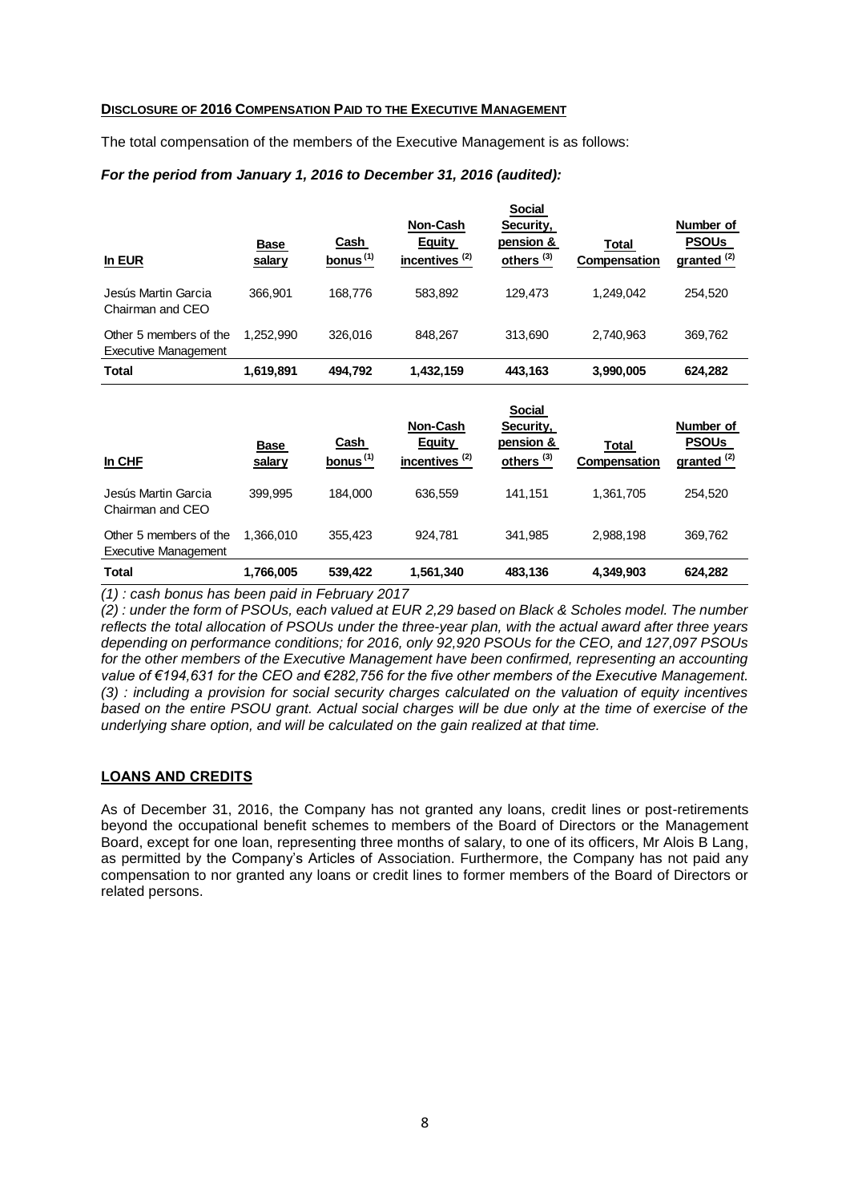## DISCLOSURE OF 2016 COMPENSATION PAID TO THE EXECUTIVE MANAGEMENT

The total compensation of the members of the Executive Management is as follows:

***For the period from January 1, 2016 to December 31, 2016 (audited):***

| In EUR | Base salary | Cash bonus (1) | Non-Cash Equity incentives (2) | Social Security, pension & others (3) | Total Compensation | Number of PSOUs granted (2) |
|---|---|---|---|---|---|---|
| Jesús Martin Garcia Chairman and CEO | 366,901 | 168,776 | 583,892 | 129,473 | 1,249,042 | 254,520 |
| Other 5 members of the Executive Management | 1,252,990 | 326,016 | 848,267 | 313,690 | 2,740,963 | 369,762 |
| **Total** | **1,619,891** | **494,792** | **1,432,159** | **443,163** | **3,990,005** | **624,282** |

| In CHF | Base salary | Cash bonus (1) | Non-Cash Equity incentives (2) | Social Security, pension & others (3) | Total Compensation | Number of PSOUs granted (2) |
|---|---|---|---|---|---|---|
| Jesús Martin Garcia Chairman and CEO | 399,995 | 184,000 | 636,559 | 141,151 | 1,361,705 | 254,520 |
| Other 5 members of the Executive Management | 1,366,010 | 355,423 | 924,781 | 341,985 | 2,988,198 | 369,762 |
| **Total** | **1,766,005** | **539,422** | **1,561,340** | **483,136** | **4,349,903** | **624,282** |

*(1) : cash bonus has been paid in February 2017*

*(2) : under the form of PSOUs, each valued at EUR 2,29 based on Black & Scholes model. The number reflects the total allocation of PSOUs under the three-year plan, with the actual award after three years depending on performance conditions; for 2016, only 92,920 PSOUs for the CEO, and 127,097 PSOUs for the other members of the Executive Management have been confirmed, representing an accounting value of €194,631 for the CEO and €282,756 for the five other members of the Executive Management.*

*(3) : including a provision for social security charges calculated on the valuation of equity incentives based on the entire PSOU grant. Actual social charges will be due only at the time of exercise of the underlying share option, and will be calculated on the gain realized at that time.*

## LOANS AND CREDITS

As of December 31, 2016, the Company has not granted any loans, credit lines or post-retirements beyond the occupational benefit schemes to members of the Board of Directors or the Management Board, except for one loan, representing three months of salary, to one of its officers, Mr Alois B Lang, as permitted by the Company's Articles of Association. Furthermore, the Company has not paid any compensation to nor granted any loans or credit lines to former members of the Board of Directors or related persons.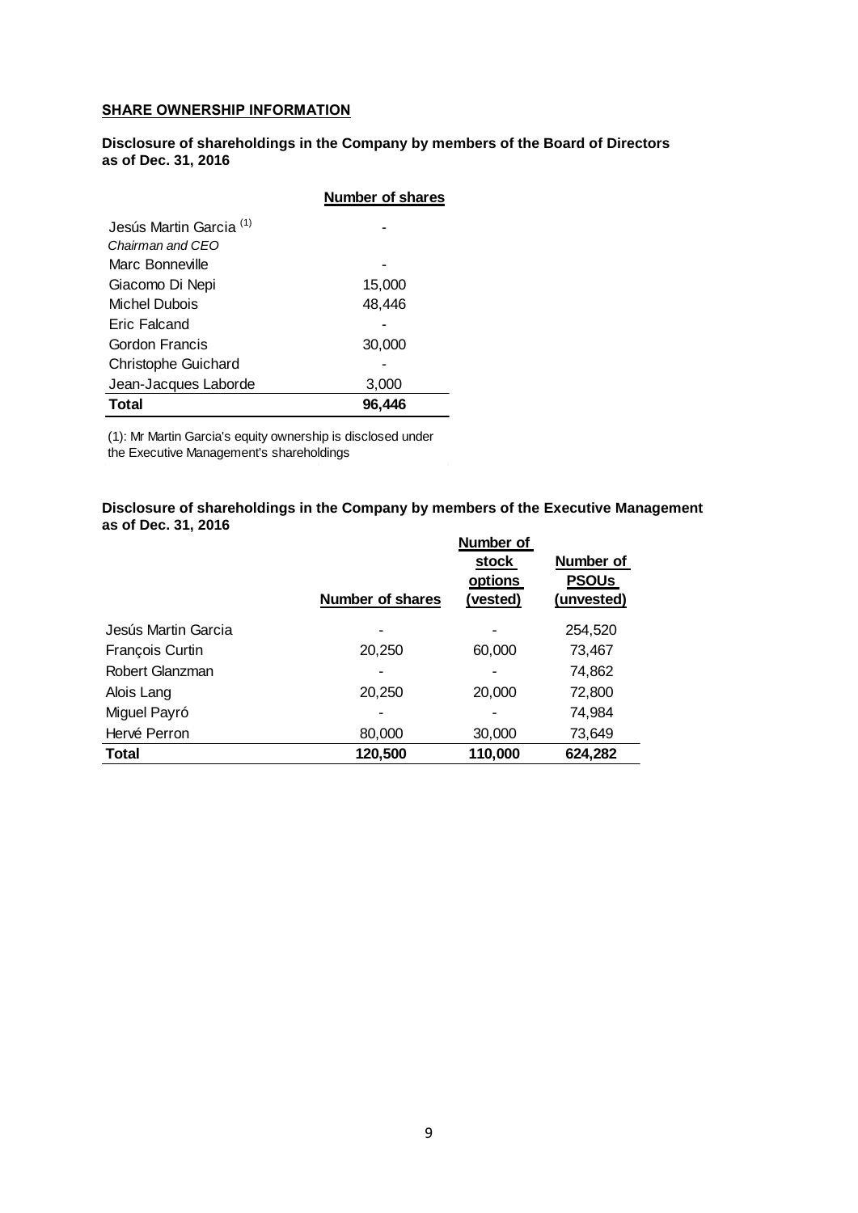## SHARE OWNERSHIP INFORMATION

**Disclosure of shareholdings in the Company by members of the Board of Directors as of Dec. 31, 2016**

| | Number of shares |
|---|---|
| Jesús Martin Garcia [(1)]<br>*Chairman and CEO* | - |
| Marc Bonneville | - |
| Giacomo Di Nepi | 15,000 |
| Michel Dubois | 48,446 |
| Eric Falcand | - |
| Gordon Francis | 30,000 |
| Christophe Guichard | - |
| Jean-Jacques Laborde | 3,000 |
| **Total** | **96,446** |

(1): Mr Martin Garcia's equity ownership is disclosed under the Executive Management's shareholdings

**Disclosure of shareholdings in the Company by members of the Executive Management as of Dec. 31, 2016**

| | Number of shares | Number of stock options (vested) | Number of PSOUs (unvested) |
|---|---|---|---|
| Jesús Martin Garcia | - | - | 254,520 |
| François Curtin | 20,250 | 60,000 | 73,467 |
| Robert Glanzman | - | - | 74,862 |
| Alois Lang | 20,250 | 20,000 | 72,800 |
| Miguel Payró | - | - | 74,984 |
| Hervé Perron | 80,000 | 30,000 | 73,649 |
| **Total** | **120,500** | **110,000** | **624,282** |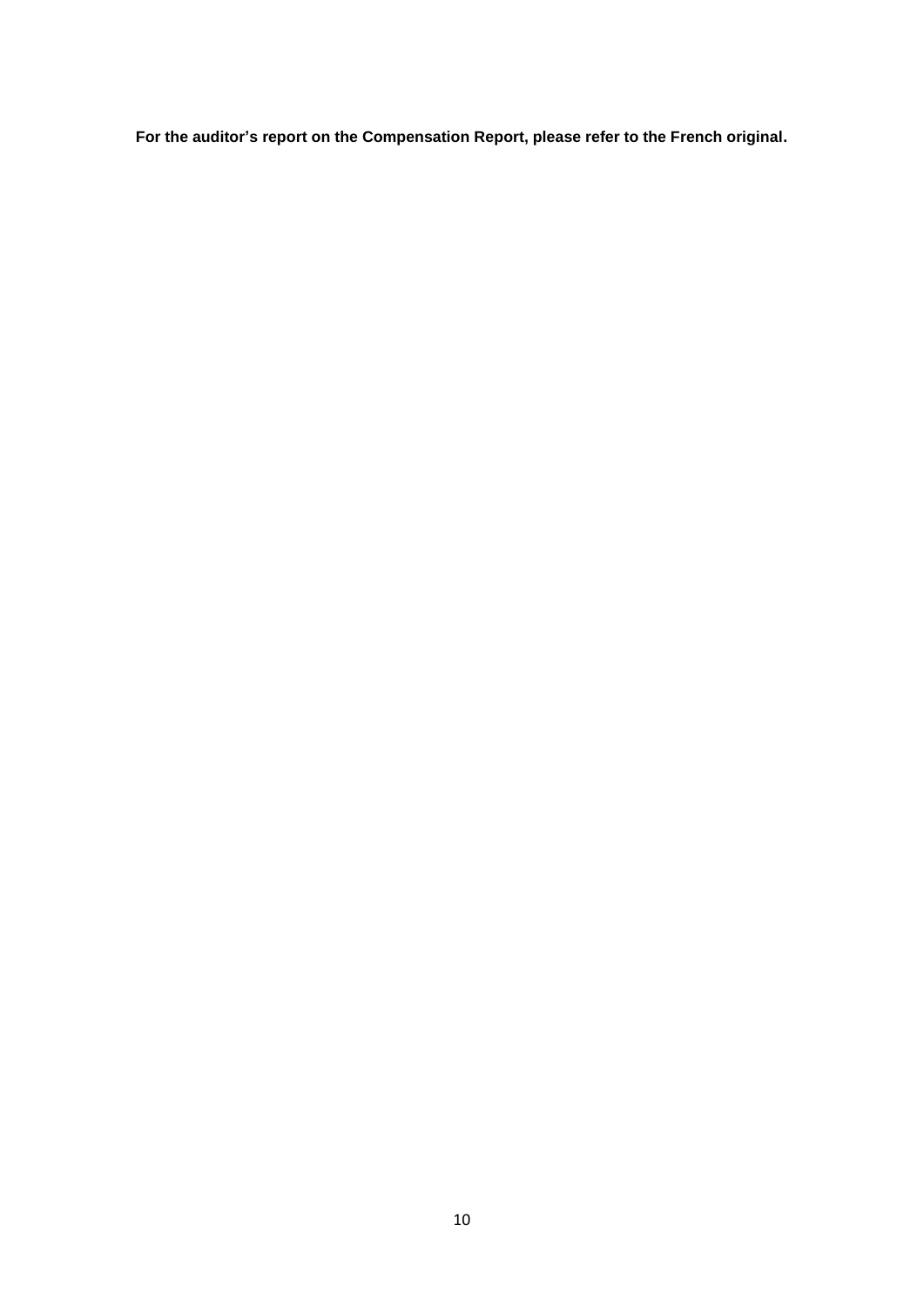**For the auditor's report on the Compensation Report, please refer to the French original.**